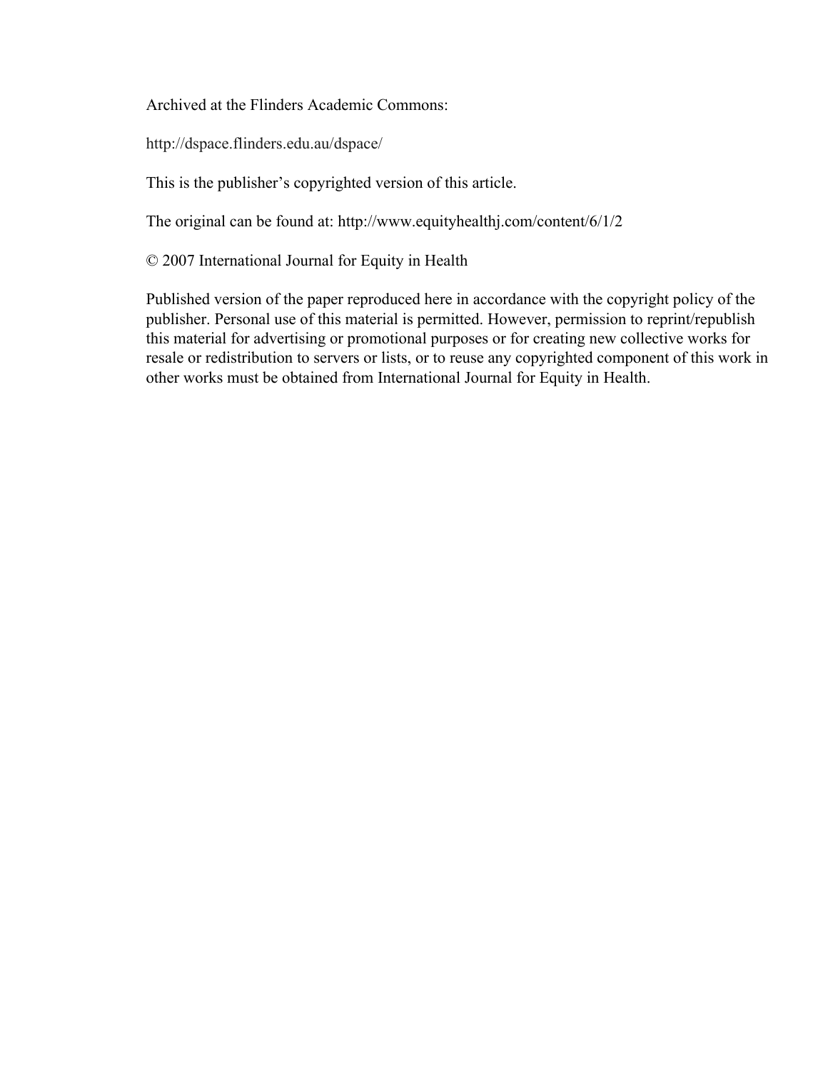Archived at the Flinders Academic Commons:

http://dspace.flinders.edu.au/dspace/

This is the publisher's copyrighted version of this article.

The original can be found at: http://www.equityhealthj.com/content/6/1/2

© 2007 International Journal for Equity in Health

Published version of the paper reproduced here in accordance with the copyright policy of the publisher. Personal use of this material is permitted. However, permission to reprint/republish this material for advertising or promotional purposes or for creating new collective works for resale or redistribution to servers or lists, or to reuse any copyrighted component of this work in other works must be obtained from International Journal for Equity in Health.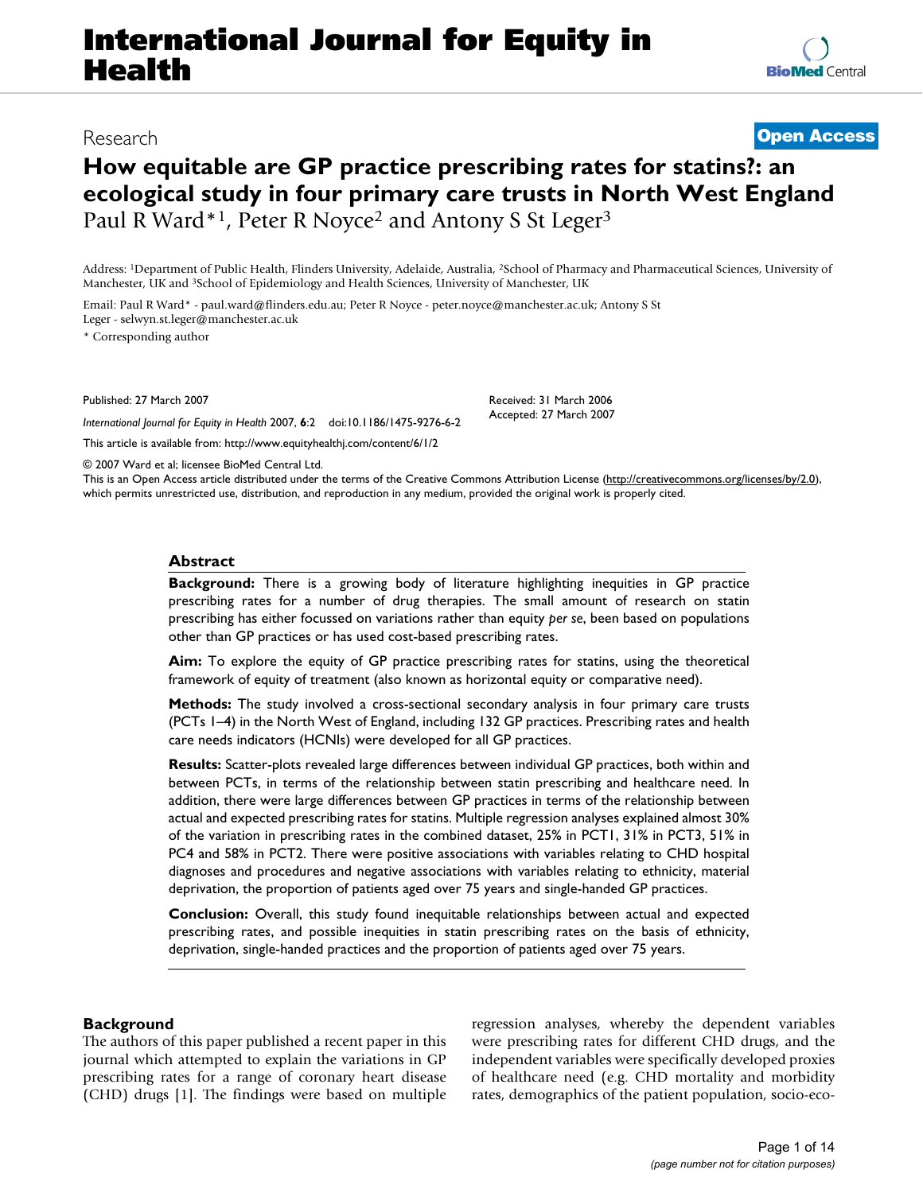# International Journal for Equity in Health

Research

**Open Access**

# How equitable are GP practice prescribing rates for statins?: an ecological study in four primary care trusts in North West England

Paul R Ward*[1], Peter R Noyce[2] and Antony S St Leger[3]

Address: [1]Department of Public Health, Flinders University, Adelaide, Australia, [2]School of Pharmacy and Pharmaceutical Sciences, University of Manchester, UK and [3]School of Epidemiology and Health Sciences, University of Manchester, UK

Email: Paul R Ward* - paul.ward@flinders.edu.au; Peter R Noyce - peter.noyce@manchester.ac.uk; Antony S St Leger - selwyn.st.leger@manchester.ac.uk

\* Corresponding author

Published: 27 March 2007

*International Journal for Equity in Health* 2007, **6**:2 doi:10.1186/1475-9276-6-2

Received: 31 March 2006

Accepted: 27 March 2007

This article is available from: http://www.equityhealthj.com/content/6/1/2

© 2007 Ward et al; licensee BioMed Central Ltd.

This is an Open Access article distributed under the terms of the Creative Commons Attribution License (http://creativecommons.org/licenses/by/2.0), which permits unrestricted use, distribution, and reproduction in any medium, provided the original work is properly cited.

## Abstract

**Background:** There is a growing body of literature highlighting inequities in GP practice prescribing rates for a number of drug therapies. The small amount of research on statin prescribing has either focussed on variations rather than equity *per se*, been based on populations other than GP practices or has used cost-based prescribing rates.

**Aim:** To explore the equity of GP practice prescribing rates for statins, using the theoretical framework of equity of treatment (also known as horizontal equity or comparative need).

**Methods:** The study involved a cross-sectional secondary analysis in four primary care trusts (PCTs 1–4) in the North West of England, including 132 GP practices. Prescribing rates and health care needs indicators (HCNIs) were developed for all GP practices.

**Results:** Scatter-plots revealed large differences between individual GP practices, both within and between PCTs, in terms of the relationship between statin prescribing and healthcare need. In addition, there were large differences between GP practices in terms of the relationship between actual and expected prescribing rates for statins. Multiple regression analyses explained almost 30% of the variation in prescribing rates in the combined dataset, 25% in PCT1, 31% in PCT3, 51% in PC4 and 58% in PCT2. There were positive associations with variables relating to CHD hospital diagnoses and procedures and negative associations with variables relating to ethnicity, material deprivation, the proportion of patients aged over 75 years and single-handed GP practices.

**Conclusion:** Overall, this study found inequitable relationships between actual and expected prescribing rates, and possible inequities in statin prescribing rates on the basis of ethnicity, deprivation, single-handed practices and the proportion of patients aged over 75 years.

## Background

The authors of this paper published a recent paper in this journal which attempted to explain the variations in GP prescribing rates for a range of coronary heart disease (CHD) drugs [1]. The findings were based on multiple regression analyses, whereby the dependent variables were prescribing rates for different CHD drugs, and the independent variables were specifically developed proxies of healthcare need (e.g. CHD mortality and morbidity rates, demographics of the patient population, socio-eco-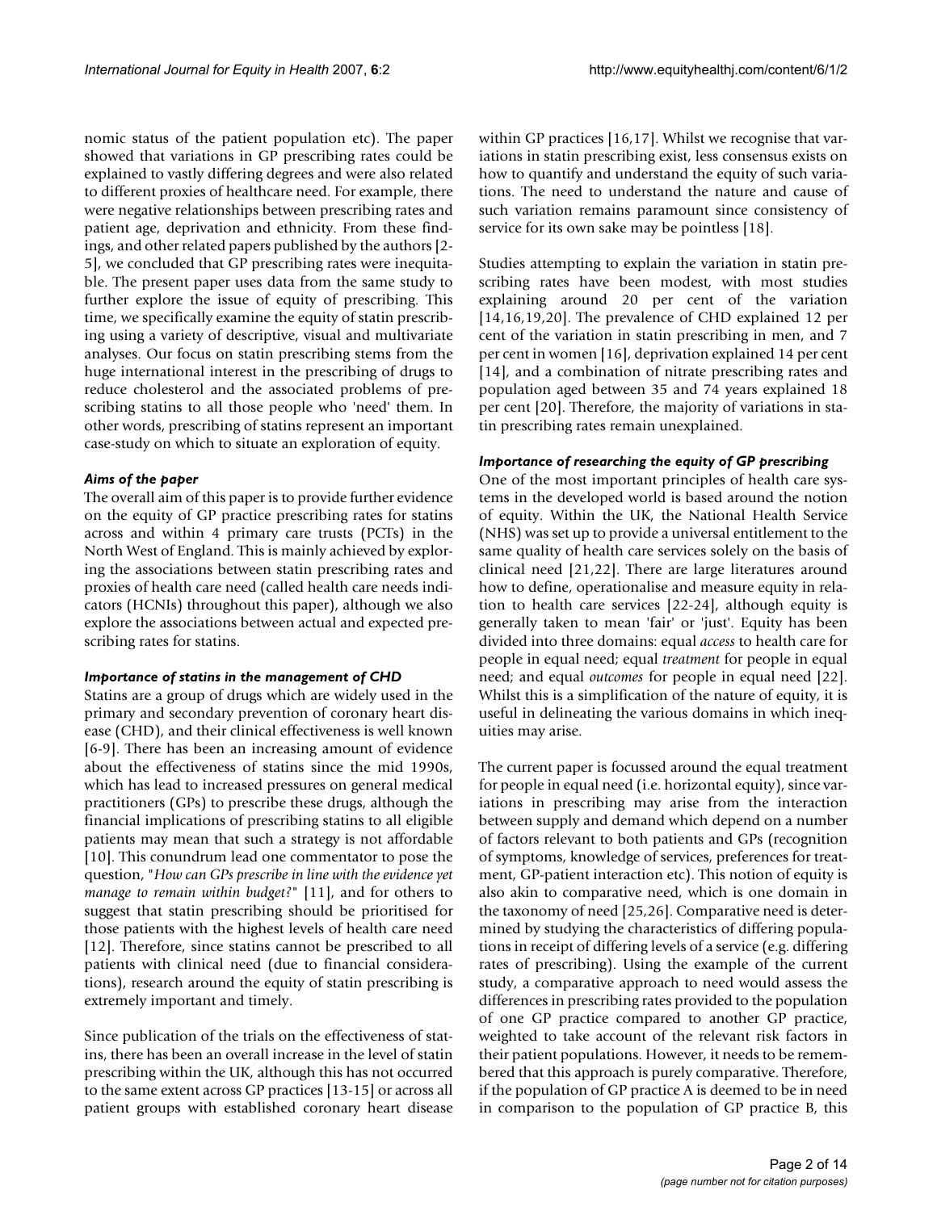nomic status of the patient population etc). The paper showed that variations in GP prescribing rates could be explained to vastly differing degrees and were also related to different proxies of healthcare need. For example, there were negative relationships between prescribing rates and patient age, deprivation and ethnicity. From these findings, and other related papers published by the authors [2-5], we concluded that GP prescribing rates were inequitable. The present paper uses data from the same study to further explore the issue of equity of prescribing. This time, we specifically examine the equity of statin prescribing using a variety of descriptive, visual and multivariate analyses. Our focus on statin prescribing stems from the huge international interest in the prescribing of drugs to reduce cholesterol and the associated problems of prescribing statins to all those people who 'need' them. In other words, prescribing of statins represent an important case-study on which to situate an exploration of equity.

### *Aims of the paper*

The overall aim of this paper is to provide further evidence on the equity of GP practice prescribing rates for statins across and within 4 primary care trusts (PCTs) in the North West of England. This is mainly achieved by exploring the associations between statin prescribing rates and proxies of health care need (called health care needs indicators (HCNIs) throughout this paper), although we also explore the associations between actual and expected prescribing rates for statins.

### *Importance of statins in the management of CHD*

Statins are a group of drugs which are widely used in the primary and secondary prevention of coronary heart disease (CHD), and their clinical effectiveness is well known [6-9]. There has been an increasing amount of evidence about the effectiveness of statins since the mid 1990s, which has lead to increased pressures on general medical practitioners (GPs) to prescribe these drugs, although the financial implications of prescribing statins to all eligible patients may mean that such a strategy is not affordable [10]. This conundrum lead one commentator to pose the question, "*How can GPs prescribe in line with the evidence yet manage to remain within budget?*" [11], and for others to suggest that statin prescribing should be prioritised for those patients with the highest levels of health care need [12]. Therefore, since statins cannot be prescribed to all patients with clinical need (due to financial considerations), research around the equity of statin prescribing is extremely important and timely.

Since publication of the trials on the effectiveness of statins, there has been an overall increase in the level of statin prescribing within the UK, although this has not occurred to the same extent across GP practices [13-15] or across all patient groups with established coronary heart disease within GP practices [16,17]. Whilst we recognise that variations in statin prescribing exist, less consensus exists on how to quantify and understand the equity of such variations. The need to understand the nature and cause of such variation remains paramount since consistency of service for its own sake may be pointless [18].

Studies attempting to explain the variation in statin prescribing rates have been modest, with most studies explaining around 20 per cent of the variation [14,16,19,20]. The prevalence of CHD explained 12 per cent of the variation in statin prescribing in men, and 7 per cent in women [16], deprivation explained 14 per cent [14], and a combination of nitrate prescribing rates and population aged between 35 and 74 years explained 18 per cent [20]. Therefore, the majority of variations in statin prescribing rates remain unexplained.

### *Importance of researching the equity of GP prescribing*

One of the most important principles of health care systems in the developed world is based around the notion of equity. Within the UK, the National Health Service (NHS) was set up to provide a universal entitlement to the same quality of health care services solely on the basis of clinical need [21,22]. There are large literatures around how to define, operationalise and measure equity in relation to health care services [22-24], although equity is generally taken to mean 'fair' or 'just'. Equity has been divided into three domains: equal *access* to health care for people in equal need; equal *treatment* for people in equal need; and equal *outcomes* for people in equal need [22]. Whilst this is a simplification of the nature of equity, it is useful in delineating the various domains in which inequities may arise.

The current paper is focussed around the equal treatment for people in equal need (i.e. horizontal equity), since variations in prescribing may arise from the interaction between supply and demand which depend on a number of factors relevant to both patients and GPs (recognition of symptoms, knowledge of services, preferences for treatment, GP-patient interaction etc). This notion of equity is also akin to comparative need, which is one domain in the taxonomy of need [25,26]. Comparative need is determined by studying the characteristics of differing populations in receipt of differing levels of a service (e.g. differing rates of prescribing). Using the example of the current study, a comparative approach to need would assess the differences in prescribing rates provided to the population of one GP practice compared to another GP practice, weighted to take account of the relevant risk factors in their patient populations. However, it needs to be remembered that this approach is purely comparative. Therefore, if the population of GP practice A is deemed to be in need in comparison to the population of GP practice B, this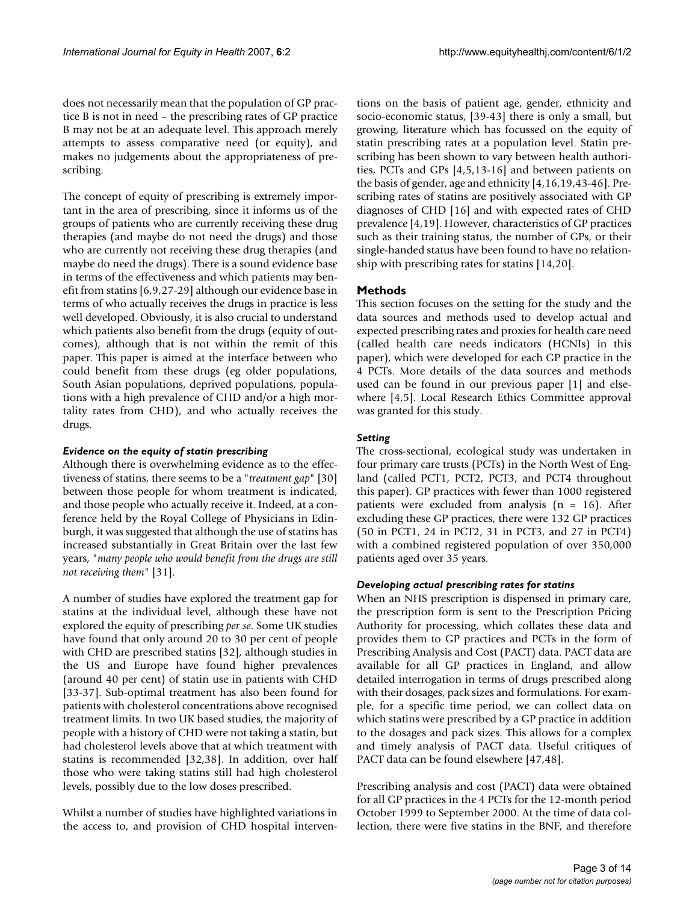does not necessarily mean that the population of GP practice B is not in need – the prescribing rates of GP practice B may not be at an adequate level. This approach merely attempts to assess comparative need (or equity), and makes no judgements about the appropriateness of prescribing.

The concept of equity of prescribing is extremely important in the area of prescribing, since it informs us of the groups of patients who are currently receiving these drug therapies (and maybe do not need the drugs) and those who are currently not receiving these drug therapies (and maybe do need the drugs). There is a sound evidence base in terms of the effectiveness and which patients may benefit from statins [6,9,27-29] although our evidence base in terms of who actually receives the drugs in practice is less well developed. Obviously, it is also crucial to understand which patients also benefit from the drugs (equity of outcomes), although that is not within the remit of this paper. This paper is aimed at the interface between who could benefit from these drugs (eg older populations, South Asian populations, deprived populations, populations with a high prevalence of CHD and/or a high mortality rates from CHD), and who actually receives the drugs.

### *Evidence on the equity of statin prescribing*

Although there is overwhelming evidence as to the effectiveness of statins, there seems to be a "*treatment gap*" [30] between those people for whom treatment is indicated, and those people who actually receive it. Indeed, at a conference held by the Royal College of Physicians in Edinburgh, it was suggested that although the use of statins has increased substantially in Great Britain over the last few years, "*many people who would benefit from the drugs are still not receiving them*" [31].

A number of studies have explored the treatment gap for statins at the individual level, although these have not explored the equity of prescribing *per se*. Some UK studies have found that only around 20 to 30 per cent of people with CHD are prescribed statins [32], although studies in the US and Europe have found higher prevalences (around 40 per cent) of statin use in patients with CHD [33-37]. Sub-optimal treatment has also been found for patients with cholesterol concentrations above recognised treatment limits. In two UK based studies, the majority of people with a history of CHD were not taking a statin, but had cholesterol levels above that at which treatment with statins is recommended [32,38]. In addition, over half those who were taking statins still had high cholesterol levels, possibly due to the low doses prescribed.

Whilst a number of studies have highlighted variations in the access to, and provision of CHD hospital interventions on the basis of patient age, gender, ethnicity and socio-economic status, [39-43] there is only a small, but growing, literature which has focussed on the equity of statin prescribing rates at a population level. Statin prescribing has been shown to vary between health authorities, PCTs and GPs [4,5,13-16] and between patients on the basis of gender, age and ethnicity [4,16,19,43-46]. Prescribing rates of statins are positively associated with GP diagnoses of CHD [16] and with expected rates of CHD prevalence [4,19]. However, characteristics of GP practices such as their training status, the number of GPs, or their single-handed status have been found to have no relationship with prescribing rates for statins [14,20].

## Methods

This section focuses on the setting for the study and the data sources and methods used to develop actual and expected prescribing rates and proxies for health care need (called health care needs indicators (HCNIs) in this paper), which were developed for each GP practice in the 4 PCTs. More details of the data sources and methods used can be found in our previous paper [1] and elsewhere [4,5]. Local Research Ethics Committee approval was granted for this study.

### *Setting*

The cross-sectional, ecological study was undertaken in four primary care trusts (PCTs) in the North West of England (called PCT1, PCT2, PCT3, and PCT4 throughout this paper). GP practices with fewer than 1000 registered patients were excluded from analysis (n = 16). After excluding these GP practices, there were 132 GP practices (50 in PCT1, 24 in PCT2, 31 in PCT3, and 27 in PCT4) with a combined registered population of over 350,000 patients aged over 35 years.

### *Developing actual prescribing rates for statins*

When an NHS prescription is dispensed in primary care, the prescription form is sent to the Prescription Pricing Authority for processing, which collates these data and provides them to GP practices and PCTs in the form of Prescribing Analysis and Cost (PACT) data. PACT data are available for all GP practices in England, and allow detailed interrogation in terms of drugs prescribed along with their dosages, pack sizes and formulations. For example, for a specific time period, we can collect data on which statins were prescribed by a GP practice in addition to the dosages and pack sizes. This allows for a complex and timely analysis of PACT data. Useful critiques of PACT data can be found elsewhere [47,48].

Prescribing analysis and cost (PACT) data were obtained for all GP practices in the 4 PCTs for the 12-month period October 1999 to September 2000. At the time of data collection, there were five statins in the BNF, and therefore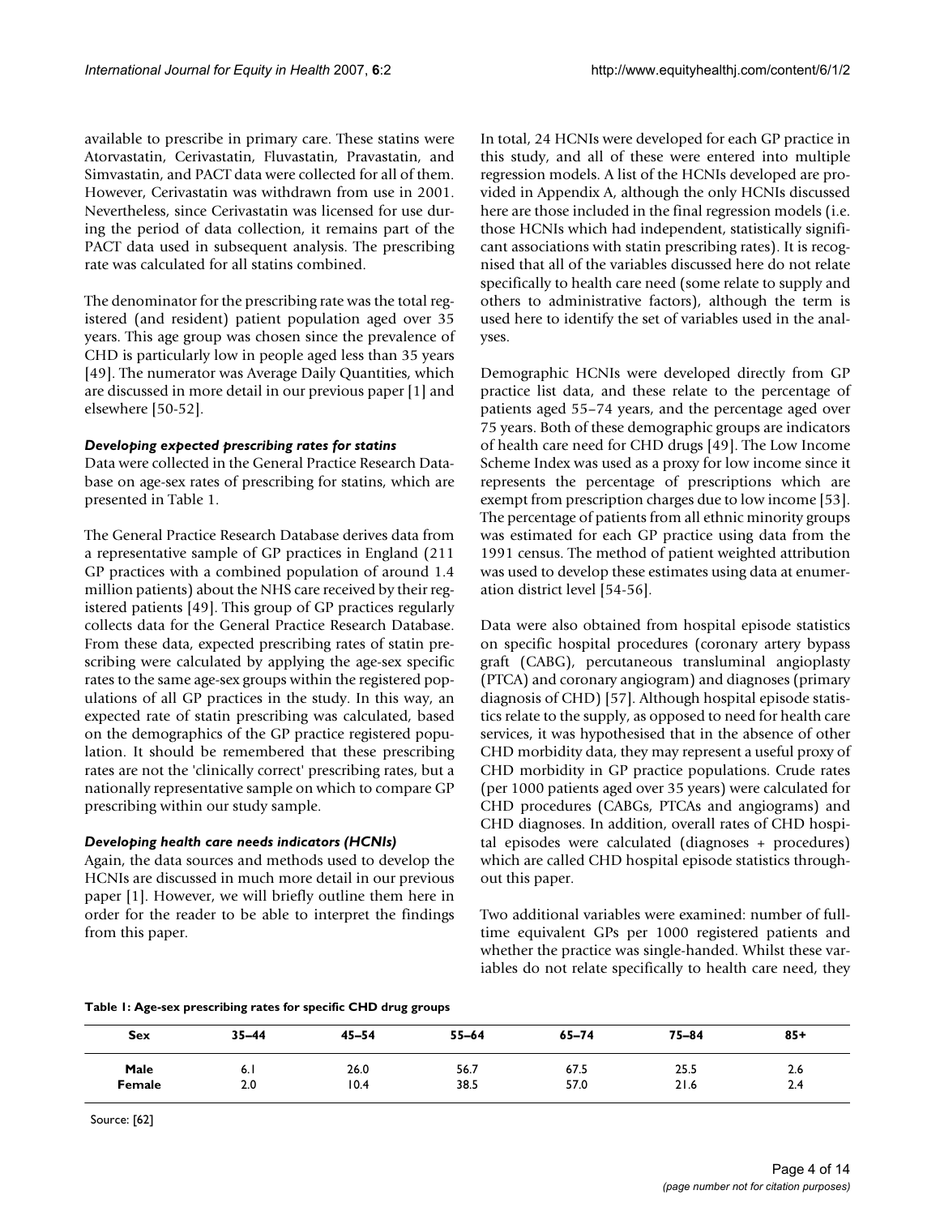available to prescribe in primary care. These statins were Atorvastatin, Cerivastatin, Fluvastatin, Pravastatin, and Simvastatin, and PACT data were collected for all of them. However, Cerivastatin was withdrawn from use in 2001. Nevertheless, since Cerivastatin was licensed for use during the period of data collection, it remains part of the PACT data used in subsequent analysis. The prescribing rate was calculated for all statins combined.

The denominator for the prescribing rate was the total registered (and resident) patient population aged over 35 years. This age group was chosen since the prevalence of CHD is particularly low in people aged less than 35 years [49]. The numerator was Average Daily Quantities, which are discussed in more detail in our previous paper [1] and elsewhere [50-52].

### *Developing expected prescribing rates for statins*

Data were collected in the General Practice Research Database on age-sex rates of prescribing for statins, which are presented in Table 1.

The General Practice Research Database derives data from a representative sample of GP practices in England (211 GP practices with a combined population of around 1.4 million patients) about the NHS care received by their registered patients [49]. This group of GP practices regularly collects data for the General Practice Research Database. From these data, expected prescribing rates of statin prescribing were calculated by applying the age-sex specific rates to the same age-sex groups within the registered populations of all GP practices in the study. In this way, an expected rate of statin prescribing was calculated, based on the demographics of the GP practice registered population. It should be remembered that these prescribing rates are not the 'clinically correct' prescribing rates, but a nationally representative sample on which to compare GP prescribing within our study sample.

### *Developing health care needs indicators (HCNIs)*

Again, the data sources and methods used to develop the HCNIs are discussed in much more detail in our previous paper [1]. However, we will briefly outline them here in order for the reader to be able to interpret the findings from this paper.

In total, 24 HCNIs were developed for each GP practice in this study, and all of these were entered into multiple regression models. A list of the HCNIs developed are provided in Appendix A, although the only HCNIs discussed here are those included in the final regression models (i.e. those HCNIs which had independent, statistically significant associations with statin prescribing rates). It is recognised that all of the variables discussed here do not relate specifically to health care need (some relate to supply and others to administrative factors), although the term is used here to identify the set of variables used in the analyses.

Demographic HCNIs were developed directly from GP practice list data, and these relate to the percentage of patients aged 55–74 years, and the percentage aged over 75 years. Both of these demographic groups are indicators of health care need for CHD drugs [49]. The Low Income Scheme Index was used as a proxy for low income since it represents the percentage of prescriptions which are exempt from prescription charges due to low income [53]. The percentage of patients from all ethnic minority groups was estimated for each GP practice using data from the 1991 census. The method of patient weighted attribution was used to develop these estimates using data at enumeration district level [54-56].

Data were also obtained from hospital episode statistics on specific hospital procedures (coronary artery bypass graft (CABG), percutaneous transluminal angioplasty (PTCA) and coronary angiogram) and diagnoses (primary diagnosis of CHD) [57]. Although hospital episode statistics relate to the supply, as opposed to need for health care services, it was hypothesised that in the absence of other CHD morbidity data, they may represent a useful proxy of CHD morbidity in GP practice populations. Crude rates (per 1000 patients aged over 35 years) were calculated for CHD procedures (CABGs, PTCAs and angiograms) and CHD diagnoses. In addition, overall rates of CHD hospital episodes were calculated (diagnoses + procedures) which are called CHD hospital episode statistics throughout this paper.

Two additional variables were examined: number of full-time equivalent GPs per 1000 registered patients and whether the practice was single-handed. Whilst these variables do not relate specifically to health care need, they

**Table 1: Age-sex prescribing rates for specific CHD drug groups**

| Sex | 35–44 | 45–54 | 55–64 | 65–74 | 75–84 | 85+ |
|---|---|---|---|---|---|---|
| **Male** | 6.1 | 26.0 | 56.7 | 67.5 | 25.5 | 2.6 |
| **Female** | 2.0 | 10.4 | 38.5 | 57.0 | 21.6 | 2.4 |

Source: [62]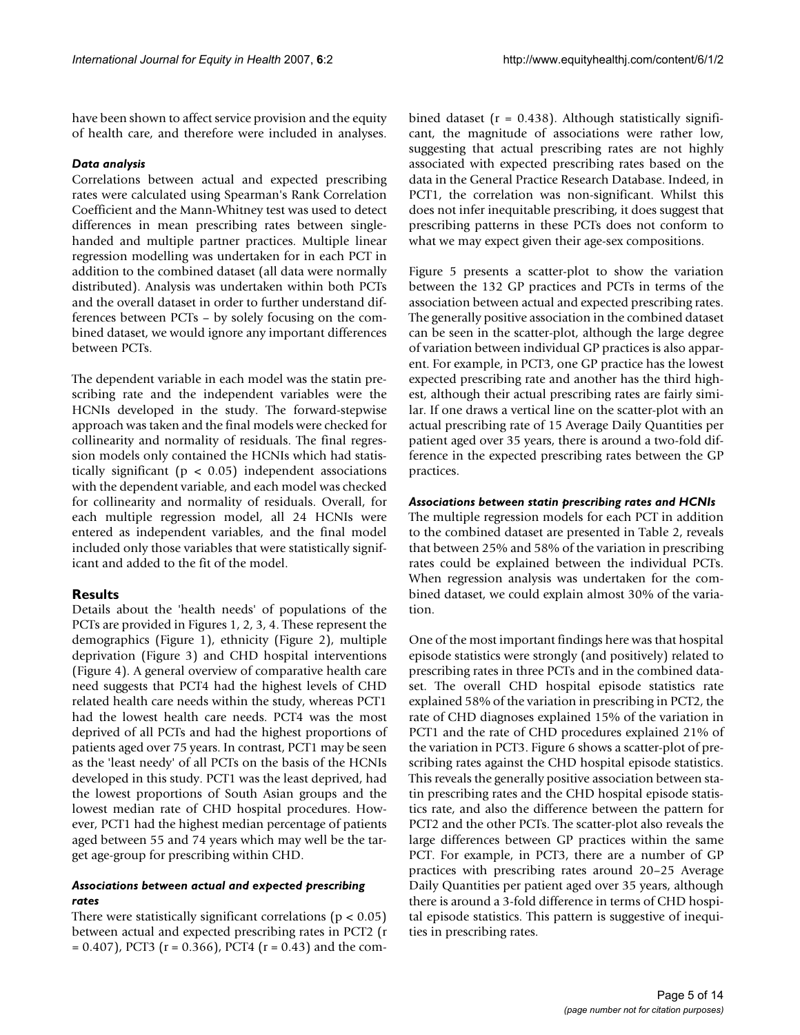have been shown to affect service provision and the equity of health care, and therefore were included in analyses.

### *Data analysis*

Correlations between actual and expected prescribing rates were calculated using Spearman's Rank Correlation Coefficient and the Mann-Whitney test was used to detect differences in mean prescribing rates between single-handed and multiple partner practices. Multiple linear regression modelling was undertaken for in each PCT in addition to the combined dataset (all data were normally distributed). Analysis was undertaken within both PCTs and the overall dataset in order to further understand differences between PCTs – by solely focusing on the combined dataset, we would ignore any important differences between PCTs.

The dependent variable in each model was the statin prescribing rate and the independent variables were the HCNIs developed in the study. The forward-stepwise approach was taken and the final models were checked for collinearity and normality of residuals. The final regression models only contained the HCNIs which had statistically significant ($p < 0.05$) independent associations with the dependent variable, and each model was checked for collinearity and normality of residuals. Overall, for each multiple regression model, all 24 HCNIs were entered as independent variables, and the final model included only those variables that were statistically significant and added to the fit of the model.

## Results

Details about the 'health needs' of populations of the PCTs are provided in Figures 1, 2, 3, 4. These represent the demographics (Figure 1), ethnicity (Figure 2), multiple deprivation (Figure 3) and CHD hospital interventions (Figure 4). A general overview of comparative health care need suggests that PCT4 had the highest levels of CHD related health care needs within the study, whereas PCT1 had the lowest health care needs. PCT4 was the most deprived of all PCTs and had the highest proportions of patients aged over 75 years. In contrast, PCT1 may be seen as the 'least needy' of all PCTs on the basis of the HCNIs developed in this study. PCT1 was the least deprived, had the lowest proportions of South Asian groups and the lowest median rate of CHD hospital procedures. However, PCT1 had the highest median percentage of patients aged between 55 and 74 years which may well be the target age-group for prescribing within CHD.

### *Associations between actual and expected prescribing rates*

There were statistically significant correlations ($p < 0.05$) between actual and expected prescribing rates in PCT2 ($r = 0.407$), PCT3 ($r = 0.366$), PCT4 ($r = 0.43$) and the combined dataset ($r = 0.438$). Although statistically significant, the magnitude of associations were rather low, suggesting that actual prescribing rates are not highly associated with expected prescribing rates based on the data in the General Practice Research Database. Indeed, in PCT1, the correlation was non-significant. Whilst this does not infer inequitable prescribing, it does suggest that prescribing patterns in these PCTs does not conform to what we may expect given their age-sex compositions.

Figure 5 presents a scatter-plot to show the variation between the 132 GP practices and PCTs in terms of the association between actual and expected prescribing rates. The generally positive association in the combined dataset can be seen in the scatter-plot, although the large degree of variation between individual GP practices is also apparent. For example, in PCT3, one GP practice has the lowest expected prescribing rate and another has the third highest, although their actual prescribing rates are fairly similar. If one draws a vertical line on the scatter-plot with an actual prescribing rate of 15 Average Daily Quantities per patient aged over 35 years, there is around a two-fold difference in the expected prescribing rates between the GP practices.

### *Associations between statin prescribing rates and HCNIs*

The multiple regression models for each PCT in addition to the combined dataset are presented in Table 2, reveals that between 25% and 58% of the variation in prescribing rates could be explained between the individual PCTs. When regression analysis was undertaken for the combined dataset, we could explain almost 30% of the variation.

One of the most important findings here was that hospital episode statistics were strongly (and positively) related to prescribing rates in three PCTs and in the combined dataset. The overall CHD hospital episode statistics rate explained 58% of the variation in prescribing in PCT2, the rate of CHD diagnoses explained 15% of the variation in PCT1 and the rate of CHD procedures explained 21% of the variation in PCT3. Figure 6 shows a scatter-plot of prescribing rates against the CHD hospital episode statistics. This reveals the generally positive association between statin prescribing rates and the CHD hospital episode statistics rate, and also the difference between the pattern for PCT2 and the other PCTs. The scatter-plot also reveals the large differences between GP practices within the same PCT. For example, in PCT3, there are a number of GP practices with prescribing rates around 20–25 Average Daily Quantities per patient aged over 35 years, although there is around a 3-fold difference in terms of CHD hospital episode statistics. This pattern is suggestive of inequities in prescribing rates.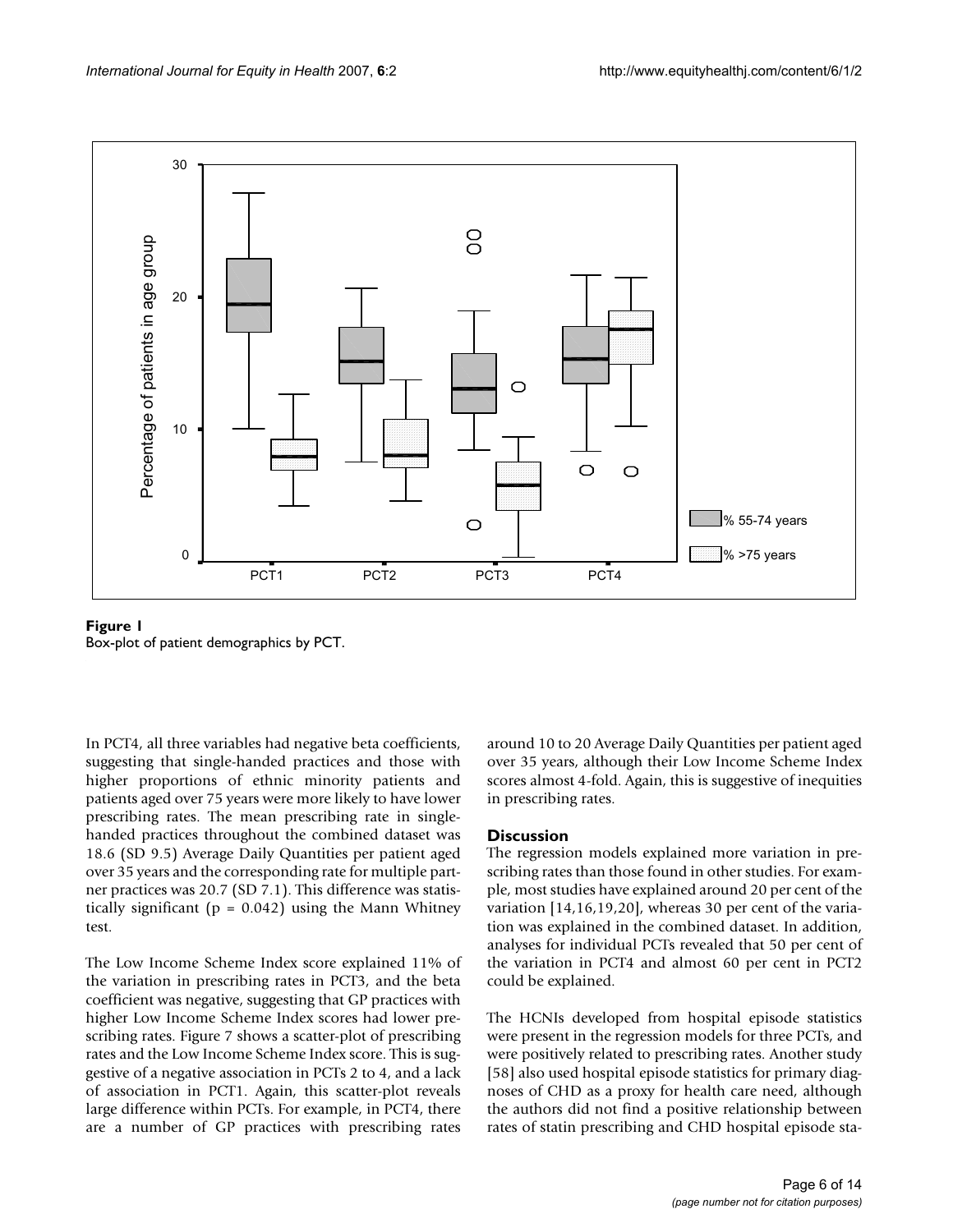**Figure 1**
Box-plot of patient demographics by PCT.

In PCT4, all three variables had negative beta coefficients, suggesting that single-handed practices and those with higher proportions of ethnic minority patients and patients aged over 75 years were more likely to have lower prescribing rates. The mean prescribing rate in single-handed practices throughout the combined dataset was 18.6 (SD 9.5) Average Daily Quantities per patient aged over 35 years and the corresponding rate for multiple partner practices was 20.7 (SD 7.1). This difference was statistically significant ($p = 0.042$) using the Mann Whitney test.

The Low Income Scheme Index score explained 11% of the variation in prescribing rates in PCT3, and the beta coefficient was negative, suggesting that GP practices with higher Low Income Scheme Index scores had lower prescribing rates. Figure 7 shows a scatter-plot of prescribing rates and the Low Income Scheme Index score. This is suggestive of a negative association in PCTs 2 to 4, and a lack of association in PCT1. Again, this scatter-plot reveals large difference within PCTs. For example, in PCT4, there are a number of GP practices with prescribing rates around 10 to 20 Average Daily Quantities per patient aged over 35 years, although their Low Income Scheme Index scores almost 4-fold. Again, this is suggestive of inequities in prescribing rates.

## Discussion

The regression models explained more variation in prescribing rates than those found in other studies. For example, most studies have explained around 20 per cent of the variation [14,16,19,20], whereas 30 per cent of the variation was explained in the combined dataset. In addition, analyses for individual PCTs revealed that 50 per cent of the variation in PCT4 and almost 60 per cent in PCT2 could be explained.

The HCNIs developed from hospital episode statistics were present in the regression models for three PCTs, and were positively related to prescribing rates. Another study [58] also used hospital episode statistics for primary diagnoses of CHD as a proxy for health care need, although the authors did not find a positive relationship between rates of statin prescribing and CHD hospital episode sta-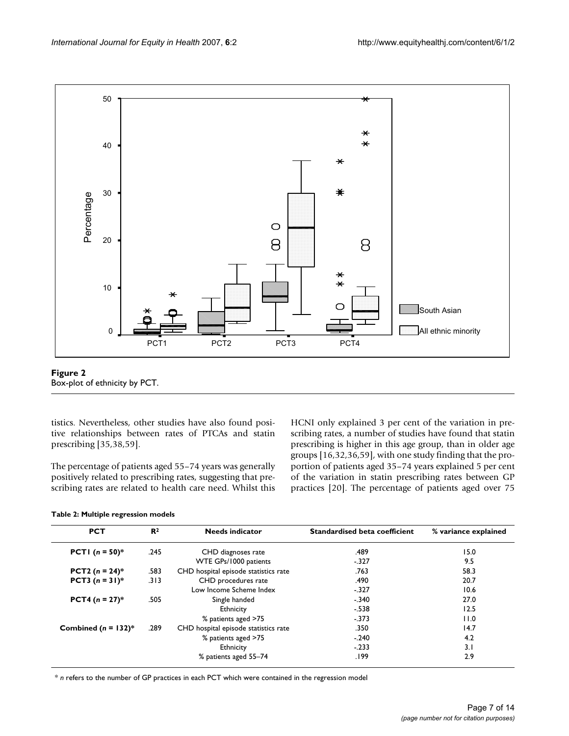**Figure 2**
Box-plot of ethnicity by PCT.

tistics. Nevertheless, other studies have also found positive relationships between rates of PTCAs and statin prescribing [35,38,59].

The percentage of patients aged 55–74 years was generally positively related to prescribing rates, suggesting that prescribing rates are related to health care need. Whilst this HCNI only explained 3 per cent of the variation in prescribing rates, a number of studies have found that statin prescribing is higher in this age group, than in older age groups [16,32,36,59], with one study finding that the proportion of patients aged 35–74 years explained 5 per cent of the variation in statin prescribing rates between GP practices [20]. The percentage of patients aged over 75

**Table 2: Multiple regression models**

| PCT | $R^2$ | Needs indicator | Standardised beta coefficient | % variance explained |
|---|---|---|---|---|
| **PCT1 (*n* = 50)*** | .245 | CHD diagnoses rate | .489 | 15.0 |
| | | WTE GPs/1000 patients | -.327 | 9.5 |
| **PCT2 (*n* = 24)*** | .583 | CHD hospital episode statistics rate | .763 | 58.3 |
| **PCT3 (*n* = 31)*** | .313 | CHD procedures rate | .490 | 20.7 |
| | | Low Income Scheme Index | -.327 | 10.6 |
| **PCT4 (*n* = 27)*** | .505 | Single handed | -.340 | 27.0 |
| | | Ethnicity | -.538 | 12.5 |
| | | % patients aged >75 | -.373 | 11.0 |
| **Combined (*n* = 132)*** | .289 | CHD hospital episode statistics rate | .350 | 14.7 |
| | | % patients aged >75 | -.240 | 4.2 |
| | | Ethnicity | -.233 | 3.1 |
| | | % patients aged 55–74 | .199 | 2.9 |

* *n* refers to the number of GP practices in each PCT which were contained in the regression model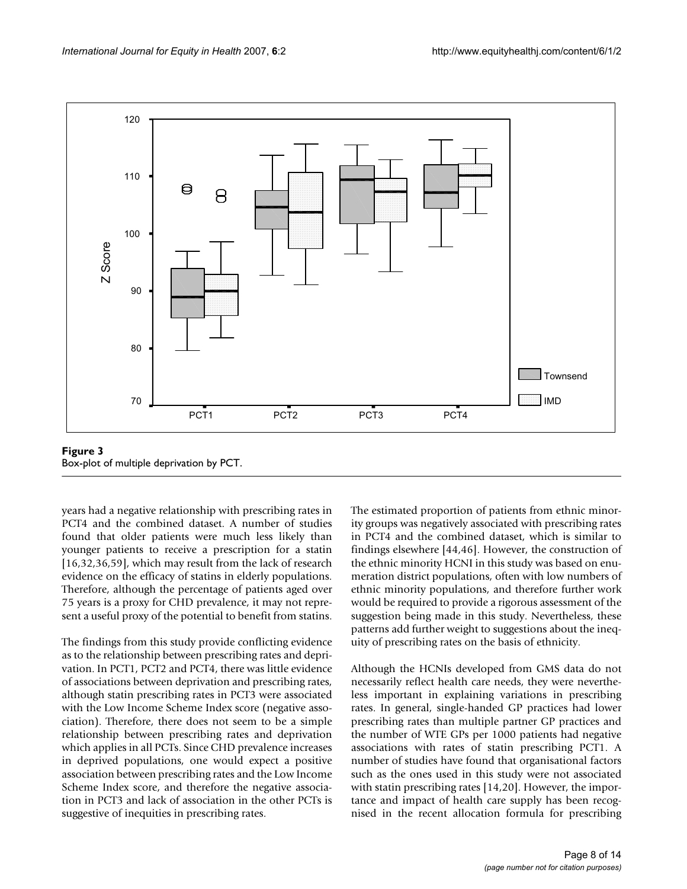**Figure 3**
Box-plot of multiple deprivation by PCT.

years had a negative relationship with prescribing rates in PCT4 and the combined dataset. A number of studies found that older patients were much less likely than younger patients to receive a prescription for a statin [16,32,36,59], which may result from the lack of research evidence on the efficacy of statins in elderly populations. Therefore, although the percentage of patients aged over 75 years is a proxy for CHD prevalence, it may not represent a useful proxy of the potential to benefit from statins.

The findings from this study provide conflicting evidence as to the relationship between prescribing rates and deprivation. In PCT1, PCT2 and PCT4, there was little evidence of associations between deprivation and prescribing rates, although statin prescribing rates in PCT3 were associated with the Low Income Scheme Index score (negative association). Therefore, there does not seem to be a simple relationship between prescribing rates and deprivation which applies in all PCTs. Since CHD prevalence increases in deprived populations, one would expect a positive association between prescribing rates and the Low Income Scheme Index score, and therefore the negative association in PCT3 and lack of association in the other PCTs is suggestive of inequities in prescribing rates.

The estimated proportion of patients from ethnic minority groups was negatively associated with prescribing rates in PCT4 and the combined dataset, which is similar to findings elsewhere [44,46]. However, the construction of the ethnic minority HCNI in this study was based on enumeration district populations, often with low numbers of ethnic minority populations, and therefore further work would be required to provide a rigorous assessment of the suggestion being made in this study. Nevertheless, these patterns add further weight to suggestions about the inequity of prescribing rates on the basis of ethnicity.

Although the HCNIs developed from GMS data do not necessarily reflect health care needs, they were nevertheless important in explaining variations in prescribing rates. In general, single-handed GP practices had lower prescribing rates than multiple partner GP practices and the number of WTE GPs per 1000 patients had negative associations with rates of statin prescribing PCT1. A number of studies have found that organisational factors such as the ones used in this study were not associated with statin prescribing rates [14,20]. However, the importance and impact of health care supply has been recognised in the recent allocation formula for prescribing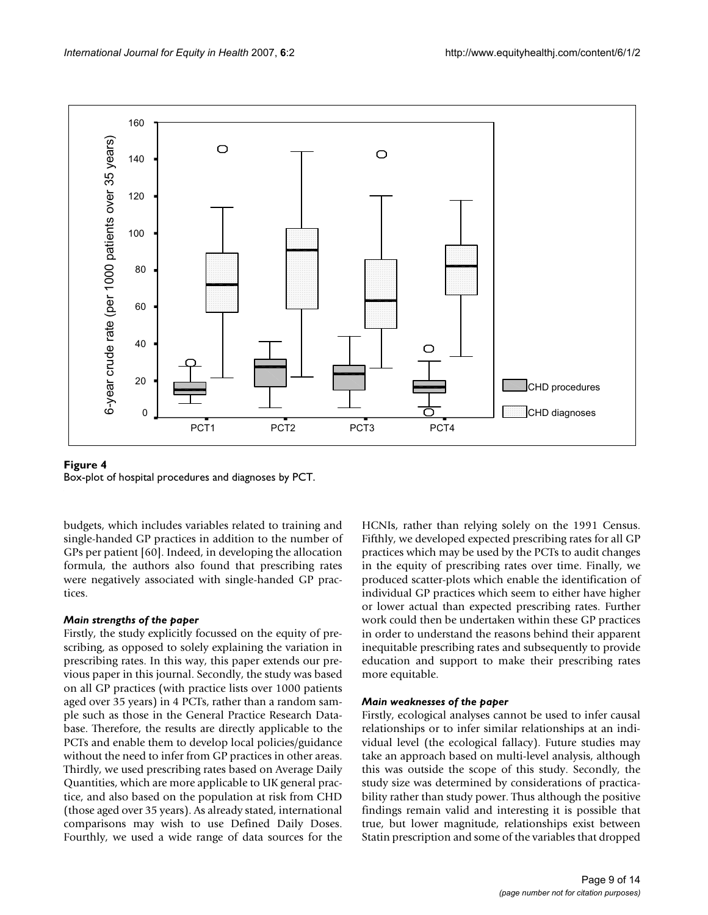**Figure 4**
Box-plot of hospital procedures and diagnoses by PCT.

budgets, which includes variables related to training and single-handed GP practices in addition to the number of GPs per patient [60]. Indeed, in developing the allocation formula, the authors also found that prescribing rates were negatively associated with single-handed GP practices.

### *Main strengths of the paper*

Firstly, the study explicitly focussed on the equity of prescribing, as opposed to solely explaining the variation in prescribing rates. In this way, this paper extends our previous paper in this journal. Secondly, the study was based on all GP practices (with practice lists over 1000 patients aged over 35 years) in 4 PCTs, rather than a random sample such as those in the General Practice Research Database. Therefore, the results are directly applicable to the PCTs and enable them to develop local policies/guidance without the need to infer from GP practices in other areas. Thirdly, we used prescribing rates based on Average Daily Quantities, which are more applicable to UK general practice, and also based on the population at risk from CHD (those aged over 35 years). As already stated, international comparisons may wish to use Defined Daily Doses. Fourthly, we used a wide range of data sources for the HCNIs, rather than relying solely on the 1991 Census. Fifthly, we developed expected prescribing rates for all GP practices which may be used by the PCTs to audit changes in the equity of prescribing rates over time. Finally, we produced scatter-plots which enable the identification of individual GP practices which seem to either have higher or lower actual than expected prescribing rates. Further work could then be undertaken within these GP practices in order to understand the reasons behind their apparent inequitable prescribing rates and subsequently to provide education and support to make their prescribing rates more equitable.

### *Main weaknesses of the paper*

Firstly, ecological analyses cannot be used to infer causal relationships or to infer similar relationships at an individual level (the ecological fallacy). Future studies may take an approach based on multi-level analysis, although this was outside the scope of this study. Secondly, the study size was determined by considerations of practicability rather than study power. Thus although the positive findings remain valid and interesting it is possible that true, but lower magnitude, relationships exist between Statin prescription and some of the variables that dropped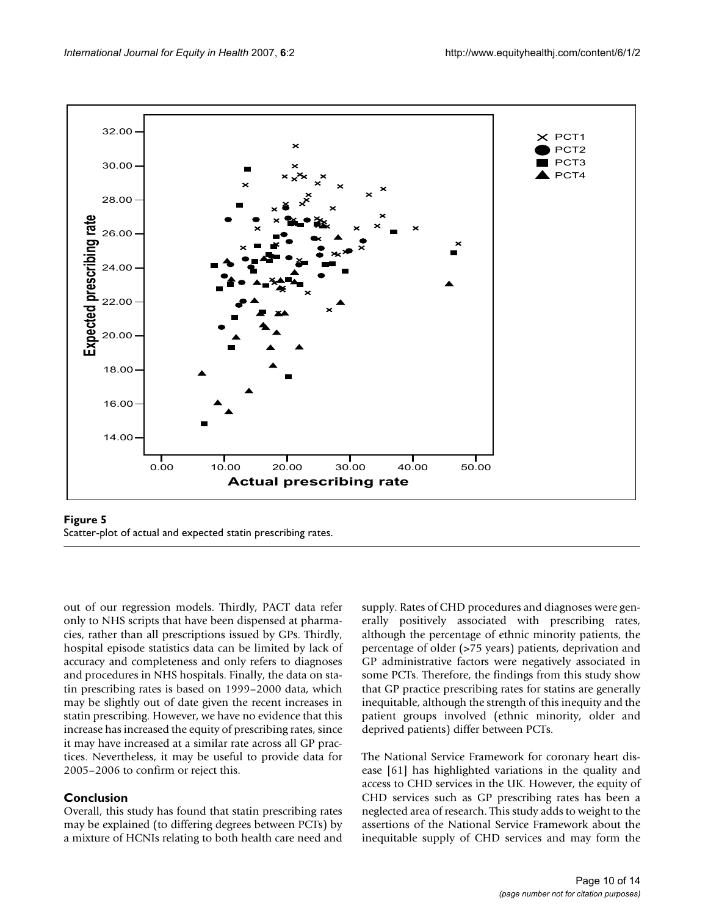**Figure 5**
Scatter-plot of actual and expected statin prescribing rates.

out of our regression models. Thirdly, PACT data refer only to NHS scripts that have been dispensed at pharmacies, rather than all prescriptions issued by GPs. Thirdly, hospital episode statistics data can be limited by lack of accuracy and completeness and only refers to diagnoses and procedures in NHS hospitals. Finally, the data on statin prescribing rates is based on 1999–2000 data, which may be slightly out of date given the recent increases in statin prescribing. However, we have no evidence that this increase has increased the equity of prescribing rates, since it may have increased at a similar rate across all GP practices. Nevertheless, it may be useful to provide data for 2005–2006 to confirm or reject this.

## Conclusion

Overall, this study has found that statin prescribing rates may be explained (to differing degrees between PCTs) by a mixture of HCNIs relating to both health care need and supply. Rates of CHD procedures and diagnoses were generally positively associated with prescribing rates, although the percentage of ethnic minority patients, the percentage of older (>75 years) patients, deprivation and GP administrative factors were negatively associated in some PCTs. Therefore, the findings from this study show that GP practice prescribing rates for statins are generally inequitable, although the strength of this inequity and the patient groups involved (ethnic minority, older and deprived patients) differ between PCTs.

The National Service Framework for coronary heart disease [61] has highlighted variations in the quality and access to CHD services in the UK. However, the equity of CHD services such as GP prescribing rates has been a neglected area of research. This study adds to weight to the assertions of the National Service Framework about the inequitable supply of CHD services and may form the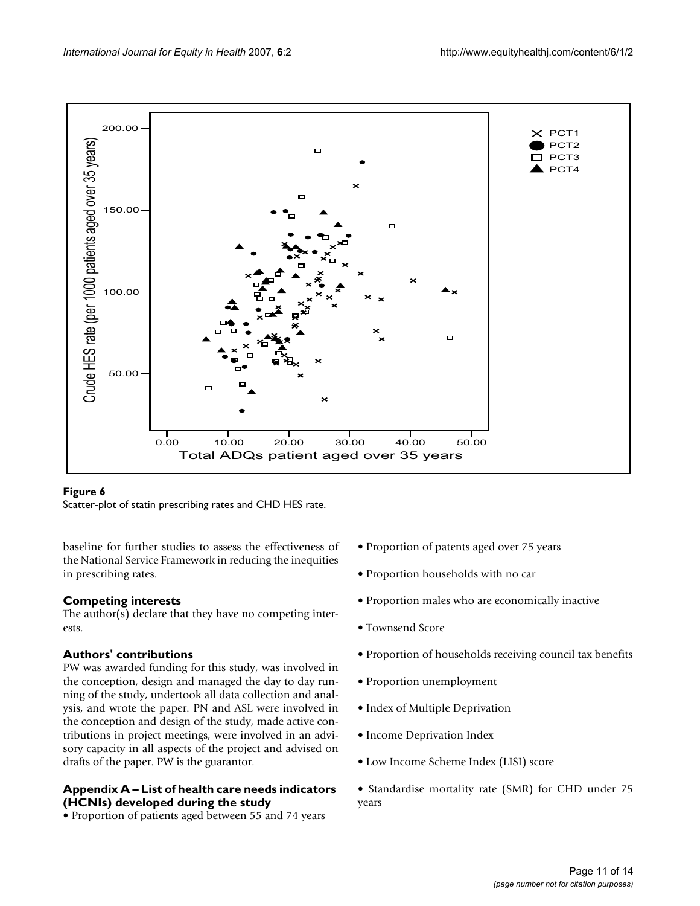**Figure 6**
Scatter-plot of statin prescribing rates and CHD HES rate.

baseline for further studies to assess the effectiveness of the National Service Framework in reducing the inequities in prescribing rates.

## Competing interests

The author(s) declare that they have no competing interests.

## Authors' contributions

PW was awarded funding for this study, was involved in the conception, design and managed the day to day running of the study, undertook all data collection and analysis, and wrote the paper. PN and ASL were involved in the conception and design of the study, made active contributions in project meetings, were involved in an advisory capacity in all aspects of the project and advised on drafts of the paper. PW is the guarantor.

## Appendix A – List of health care needs indicators (HCNIs) developed during the study

- Proportion of patients aged between 55 and 74 years
- Proportion of patents aged over 75 years
- Proportion households with no car
- Proportion males who are economically inactive
- Townsend Score
- Proportion of households receiving council tax benefits
- Proportion unemployment
- Index of Multiple Deprivation
- Income Deprivation Index
- Low Income Scheme Index (LISI) score
- Standardise mortality rate (SMR) for CHD under 75 years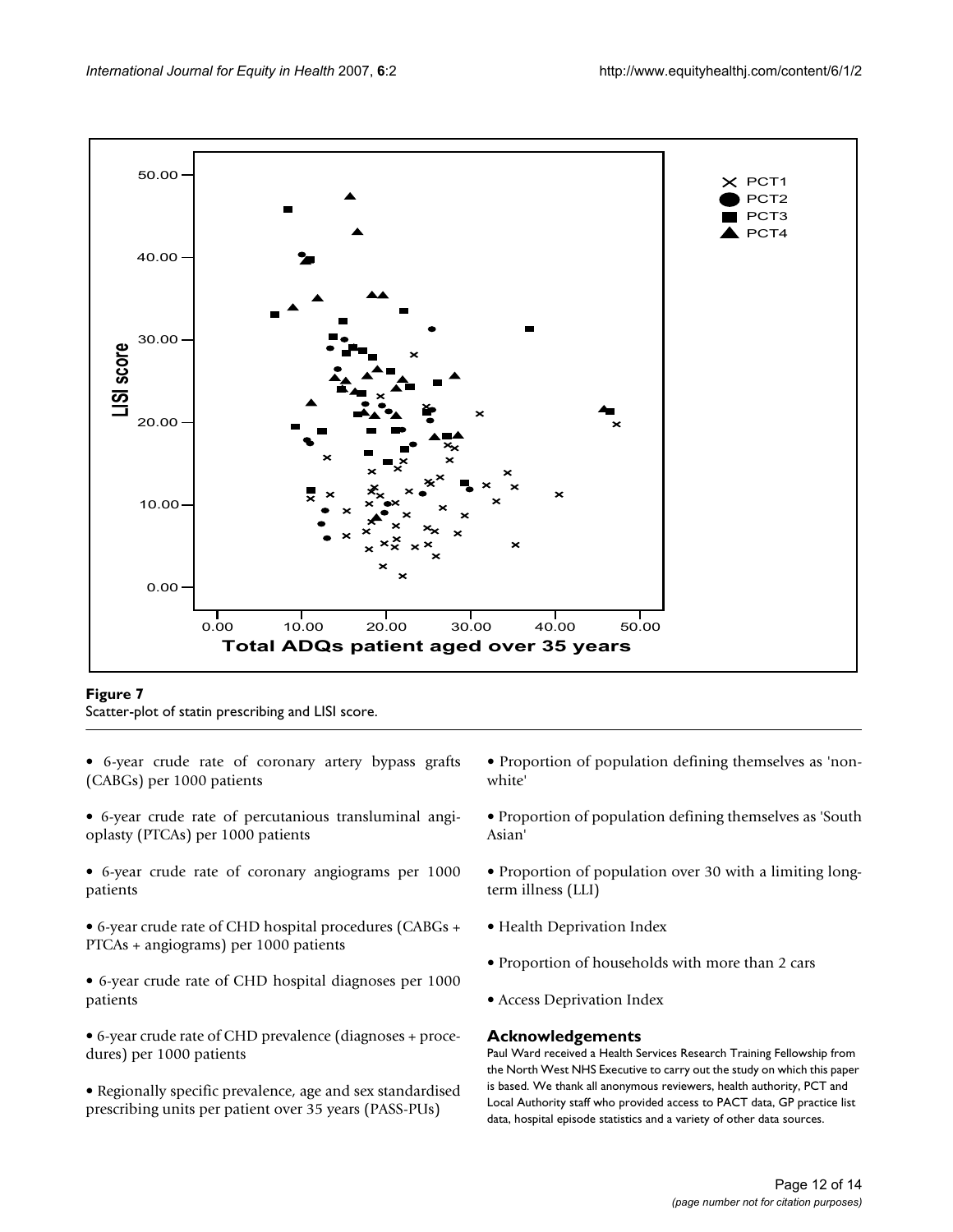**Figure 7**
Scatter-plot of statin prescribing and LISI score.

- 6-year crude rate of coronary artery bypass grafts (CABGs) per 1000 patients
- 6-year crude rate of percutanious transluminal angioplasty (PTCAs) per 1000 patients
- 6-year crude rate of coronary angiograms per 1000 patients
- 6-year crude rate of CHD hospital procedures (CABGs + PTCAs + angiograms) per 1000 patients
- 6-year crude rate of CHD hospital diagnoses per 1000 patients
- 6-year crude rate of CHD prevalence (diagnoses + procedures) per 1000 patients
- Regionally specific prevalence, age and sex standardised prescribing units per patient over 35 years (PASS-PUs)
- Proportion of population defining themselves as 'non-white'
- Proportion of population defining themselves as 'South Asian'
- Proportion of population over 30 with a limiting long-term illness (LLI)
- Health Deprivation Index
- Proportion of households with more than 2 cars
- Access Deprivation Index

## Acknowledgements

Paul Ward received a Health Services Research Training Fellowship from the North West NHS Executive to carry out the study on which this paper is based. We thank all anonymous reviewers, health authority, PCT and Local Authority staff who provided access to PACT data, GP practice list data, hospital episode statistics and a variety of other data sources.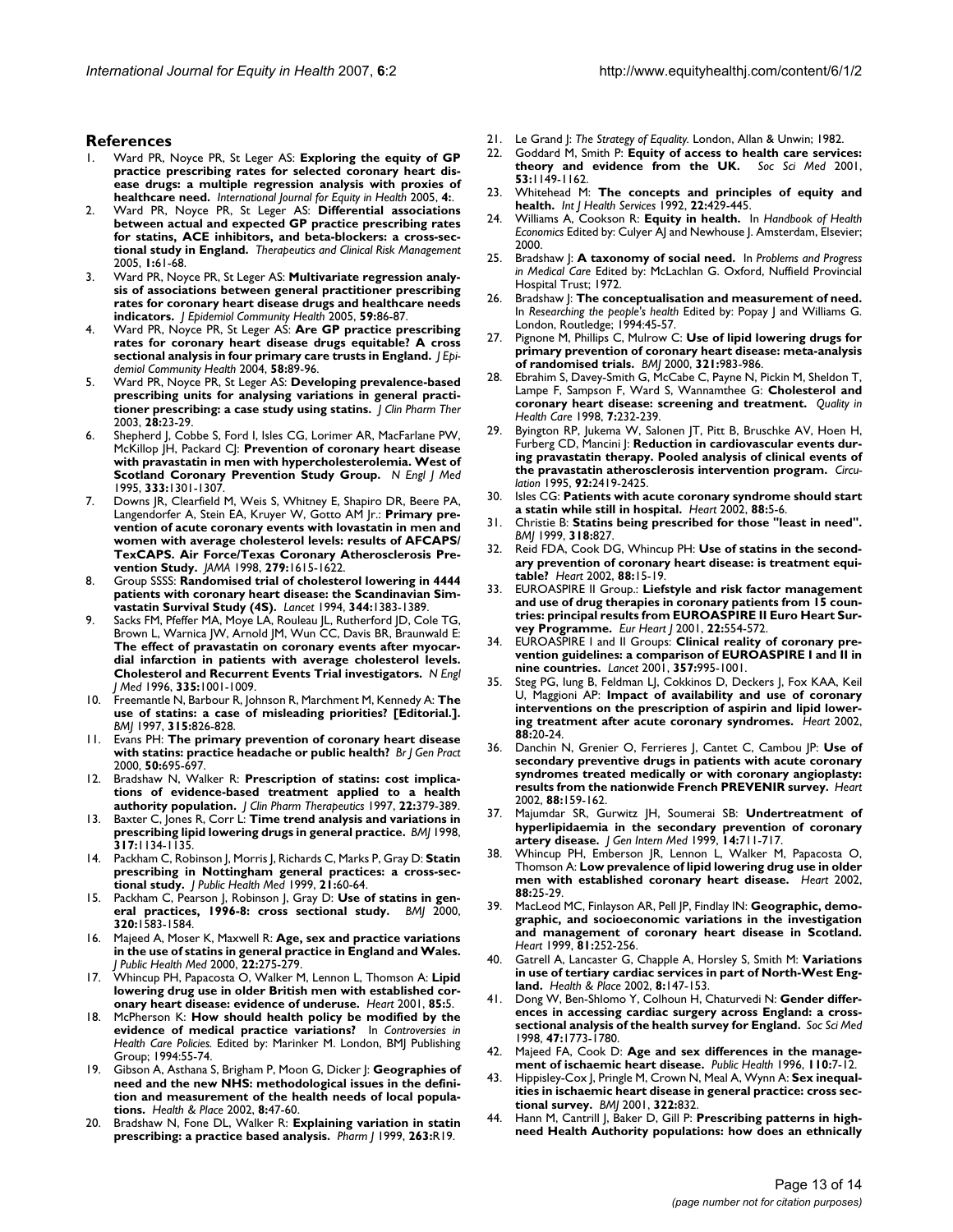## References

1. Ward PR, Noyce PR, St Leger AS: **Exploring the equity of GP practice prescribing rates for selected coronary heart disease drugs: a multiple regression analysis with proxies of healthcare need.** *International Journal for Equity in Health* 2005, **4:**.
2. Ward PR, Noyce PR, St Leger AS: **Differential associations between actual and expected GP practice prescribing rates for statins, ACE inhibitors, and beta-blockers: a cross-sectional study in England.** *Therapeutics and Clinical Risk Management* 2005, **1:**61-68.
3. Ward PR, Noyce PR, St Leger AS: **Multivariate regression analysis of associations between general practitioner prescribing rates for coronary heart disease drugs and healthcare needs indicators.** *J Epidemiol Community Health* 2005, **59:**86-87.
4. Ward PR, Noyce PR, St Leger AS: **Are GP practice prescribing rates for coronary heart disease drugs equitable? A cross sectional analysis in four primary care trusts in England.** *J Epidemiol Community Health* 2004, **58:**89-96.
5. Ward PR, Noyce PR, St Leger AS: **Developing prevalence-based prescribing units for analysing variations in general practitioner prescribing: a case study using statins.** *J Clin Pharm Ther* 2003, **28:**23-29.
6. Shepherd J, Cobbe S, Ford I, Isles CG, Lorimer AR, MacFarlane PW, McKillop JH, Packard CJ: **Prevention of coronary heart disease with pravastatin in men with hypercholesterolemia. West of Scotland Coronary Prevention Study Group.** *N Engl J Med* 1995, **333:**1301-1307.
7. Downs JR, Clearfield M, Weis S, Whitney E, Shapiro DR, Beere PA, Langendorfer A, Stein EA, Kruyer W, Gotto AM Jr.: **Primary prevention of acute coronary events with lovastatin in men and women with average cholesterol levels: results of AFCAPS/TexCAPS. Air Force/Texas Coronary Atherosclerosis Prevention Study.** *JAMA* 1998, **279:**1615-1622.
8. Group SSSS: **Randomised trial of cholesterol lowering in 4444 patients with coronary heart disease: the Scandinavian Simvastatin Survival Study (4S).** *Lancet* 1994, **344:**1383-1389.
9. Sacks FM, Pfeffer MA, Moye LA, Rouleau JL, Rutherford JD, Cole TG, Brown L, Warnica JW, Arnold JM, Wun CC, Davis BR, Braunwald E: **The effect of pravastatin on coronary events after myocardial infarction in patients with average cholesterol levels. Cholesterol and Recurrent Events Trial investigators.** *N Engl J Med* 1996, **335:**1001-1009.
10. Freemantle N, Barbour R, Johnson R, Marchment M, Kennedy A: **The use of statins: a case of misleading priorities? [Editorial.].** *BMJ* 1997, **315:**826-828.
11. Evans PH: **The primary prevention of coronary heart disease with statins: practice headache or public health?** *Br J Gen Pract* 2000, **50:**695-697.
12. Bradshaw N, Walker R: **Prescription of statins: cost implications of evidence-based treatment applied to a health authority population.** *J Clin Pharm Therapeutics* 1997, **22:**379-389.
13. Baxter C, Jones R, Corr L: **Time trend analysis and variations in prescribing lipid lowering drugs in general practice.** *BMJ* 1998, **317:**1134-1135.
14. Packham C, Robinson J, Morris J, Richards C, Marks P, Gray D: **Statin prescribing in Nottingham general practices: a cross-sectional study.** *J Public Health Med* 1999, **21:**60-64.
15. Packham C, Pearson J, Robinson J, Gray D: **Use of statins in general practices, 1996-8: cross sectional study.** *BMJ* 2000, **320:**1583-1584.
16. Majeed A, Moser K, Maxwell R: **Age, sex and practice variations in the use of statins in general practice in England and Wales.** *J Public Health Med* 2000, **22:**275-279.
17. Whincup PH, Papacosta O, Walker M, Lennon L, Thomson A: **Lipid lowering drug use in older British men with established coronary heart disease: evidence of underuse.** *Heart* 2001, **85:**5.
18. McPherson K: **How should health policy be modified by the evidence of medical practice variations?** In *Controversies in Health Care Policies.* Edited by: Marinker M. London, BMJ Publishing Group; 1994:55-74.
19. Gibson A, Asthana S, Brigham P, Moon G, Dicker J: **Geographies of need and the new NHS: methodological issues in the definition and measurement of the health needs of local populations.** *Health & Place* 2002, **8:**47-60.
20. Bradshaw N, Fone DL, Walker R: **Explaining variation in statin prescribing: a practice based analysis.** *Pharm J* 1999, **263:**R19.
21. Le Grand J: *The Strategy of Equality.* London, Allan & Unwin; 1982.
22. Goddard M, Smith P: **Equity of access to health care services: theory and evidence from the UK.** *Soc Sci Med* 2001, **53:**1149-1162.
23. Whitehead M: **The concepts and principles of equity and health.** *Int J Health Services* 1992, **22:**429-445.
24. Williams A, Cookson R: **Equity in health.** In *Handbook of Health Economics* Edited by: Culyer AJ and Newhouse J. Amsterdam, Elsevier; 2000.
25. Bradshaw J: **A taxonomy of social need.** In *Problems and Progress in Medical Care* Edited by: McLachlan G. Oxford, Nuffield Provincial Hospital Trust; 1972.
26. Bradshaw J: **The conceptualisation and measurement of need.** In *Researching the people's health* Edited by: Popay J and Williams G. London, Routledge; 1994:45-57.
27. Pignone M, Phillips C, Mulrow C: **Use of lipid lowering drugs for primary prevention of coronary heart disease: meta-analysis of randomised trials.** *BMJ* 2000, **321:**983-986.
28. Ebrahim S, Davey-Smith G, McCabe C, Payne N, Pickin M, Sheldon T, Lampe F, Sampson F, Ward S, Wannamthee G: **Cholesterol and coronary heart disease: screening and treatment.** *Quality in Health Care* 1998, **7:**232-239.
29. Byington RP, Jukema W, Salonen JT, Pitt B, Bruschke AV, Hoen H, Furberg CD, Mancini J: **Reduction in cardiovascular events during pravastatin therapy. Pooled analysis of clinical events of the pravastatin atherosclerosis intervention program.** *Circulation* 1995, **92:**2419-2425.
30. Isles CG: **Patients with acute coronary syndrome should start a statin while still in hospital.** *Heart* 2002, **88:**5-6.
31. Christie B: **Statins being prescribed for those "least in need".** *BMJ* 1999, **318:**827.
32. Reid FDA, Cook DG, Whincup PH: **Use of statins in the secondary prevention of coronary heart disease: is treatment equitable?** *Heart* 2002, **88:**15-19.
33. EUROASPIRE II Group.: **Lifestyle and risk factor management and use of drug therapies in coronary patients from 15 countries: principal results from EUROASPIRE II Euro Heart Survey Programme.** *Eur Heart J* 2001, **22:**554-572.
34. EUROASPIRE I and II Groups: **Clinical reality of coronary prevention guidelines: a comparison of EUROASPIRE I and II in nine countries.** *Lancet* 2001, **357:**995-1001.
35. Steg PG, Iung B, Feldman LJ, Cokkinos D, Deckers J, Fox KAA, Keil U, Maggioni AP: **Impact of availability and use of coronary interventions on the prescription of aspirin and lipid lowering treatment after acute coronary syndromes.** *Heart* 2002, **88:**20-24.
36. Danchin N, Grenier O, Ferrieres J, Cantet C, Cambou JP: **Use of secondary preventive drugs in patients with acute coronary syndromes treated medically or with coronary angioplasty: results from the nationwide French PREVENIR survey.** *Heart* 2002, **88:**159-162.
37. Majumdar SR, Gurwitz JH, Soumerai SB: **Undertreatment of hyperlipidaemia in the secondary prevention of coronary artery disease.** *J Gen Intern Med* 1999, **14:**711-717.
38. Whincup PH, Emberson JR, Lennon L, Walker M, Papacosta O, Thomson A: **Low prevalence of lipid lowering drug use in older men with established coronary heart disease.** *Heart* 2002, **88:**25-29.
39. MacLeod MC, Finlayson AR, Pell JP, Findlay IN: **Geographic, demographic, and socioeconomic variations in the investigation and management of coronary heart disease in Scotland.** *Heart* 1999, **81:**252-256.
40. Gatrell A, Lancaster G, Chapple A, Horsley S, Smith M: **Variations in use of tertiary cardiac services in part of North-West England.** *Health & Place* 2002, **8:**147-153.
41. Dong W, Ben-Shlomo Y, Colhoun H, Chaturvedi N: **Gender differences in accessing cardiac surgery across England: a cross-sectional analysis of the health survey for England.** *Soc Sci Med* 1998, **47:**1773-1780.
42. Majeed FA, Cook D: **Age and sex differences in the management of ischaemic heart disease.** *Public Health* 1996, **110:**7-12.
43. Hippisley-Cox J, Pringle M, Crown N, Meal A, Wynn A: **Sex inequalities in ischaemic heart disease in general practice: cross sectional survey.** *BMJ* 2001, **322:**832.
44. Hann M, Cantrill J, Baker D, Gill P: **Prescribing patterns in high-need Health Authority populations: how does an ethnically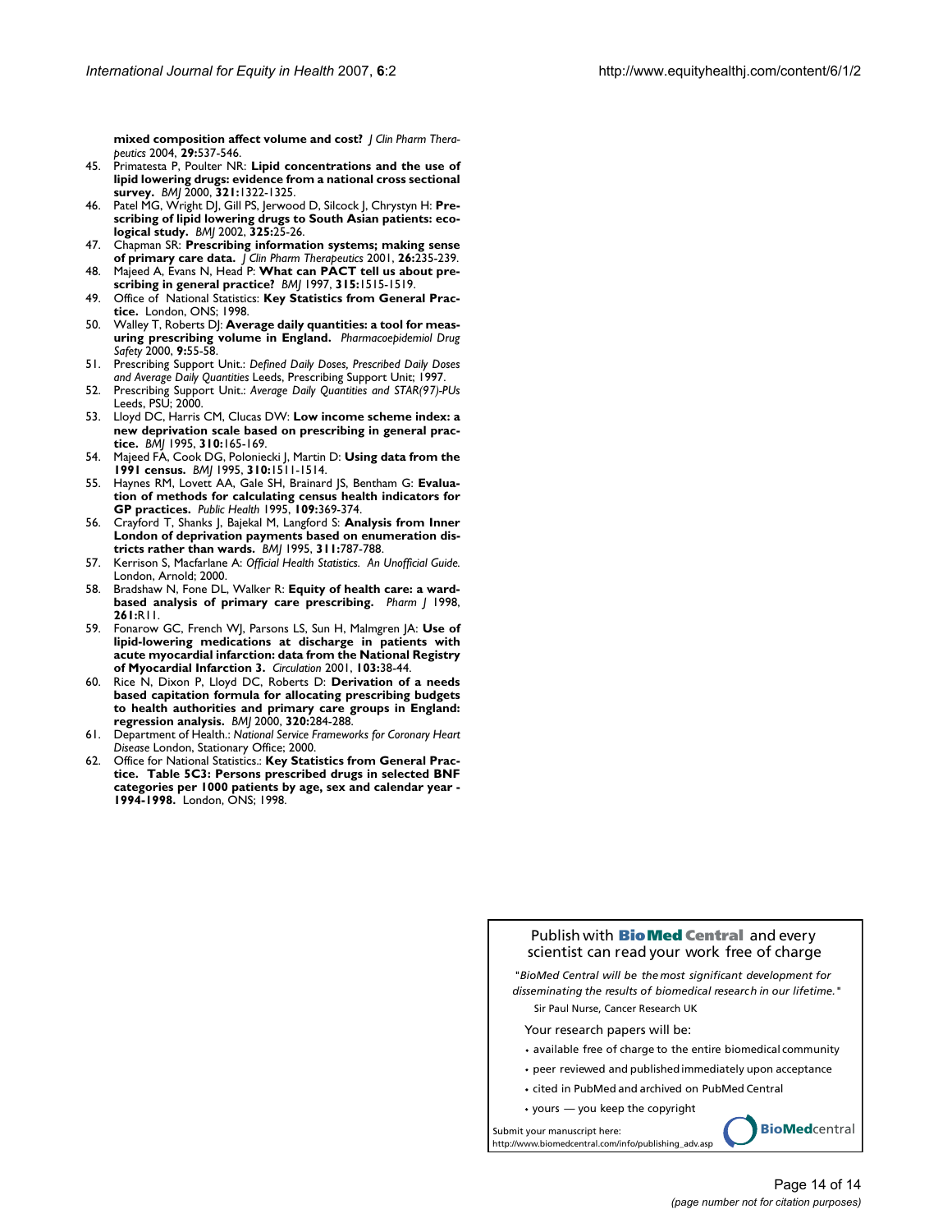**mixed composition affect volume and cost?** *J Clin Pharm Therapeutics* 2004, **29:**537-546.

45. Primatesta P, Poulter NR: **Lipid concentrations and the use of lipid lowering drugs: evidence from a national cross sectional survey.** *BMJ* 2000, **321:**1322-1325.
46. Patel MG, Wright DJ, Gill PS, Jerwood D, Silcock J, Chrystyn H: **Prescribing of lipid lowering drugs to South Asian patients: ecological study.** *BMJ* 2002, **325:**25-26.
47. Chapman SR: **Prescribing information systems; making sense of primary care data.** *J Clin Pharm Therapeutics* 2001, **26:**235-239.
48. Majeed A, Evans N, Head P: **What can PACT tell us about prescribing in general practice?** *BMJ* 1997, **315:**1515-1519.
49. Office of National Statistics: **Key Statistics from General Practice.** London, ONS; 1998.
50. Walley T, Roberts DJ: **Average daily quantities: a tool for measuring prescribing volume in England.** *Pharmacoepidemiol Drug Safety* 2000, **9:**55-58.
51. Prescribing Support Unit.: *Defined Daily Doses, Prescribed Daily Doses and Average Daily Quantities* Leeds, Prescribing Support Unit; 1997.
52. Prescribing Support Unit.: *Average Daily Quantities and STAR(97)-PUs* Leeds, PSU; 2000.
53. Lloyd DC, Harris CM, Clucas DW: **Low income scheme index: a new deprivation scale based on prescribing in general practice.** *BMJ* 1995, **310:**165-169.
54. Majeed FA, Cook DG, Poloniecki J, Martin D: **Using data from the 1991 census.** *BMJ* 1995, **310:**1511-1514.
55. Haynes RM, Lovett AA, Gale SH, Brainard JS, Bentham G: **Evaluation of methods for calculating census health indicators for GP practices.** *Public Health* 1995, **109:**369-374.
56. Crayford T, Shanks J, Bajekal M, Langford S: **Analysis from Inner London of deprivation payments based on enumeration districts rather than wards.** *BMJ* 1995, **311:**787-788.
57. Kerrison S, Macfarlane A: *Official Health Statistics. An Unofficial Guide.* London, Arnold; 2000.
58. Bradshaw N, Fone DL, Walker R: **Equity of health care: a ward-based analysis of primary care prescribing.** *Pharm J* 1998, **261:**R11.
59. Fonarow GC, French WJ, Parsons LS, Sun H, Malmgren JA: **Use of lipid-lowering medications at discharge in patients with acute myocardial infarction: data from the National Registry of Myocardial Infarction 3.** *Circulation* 2001, **103:**38-44.
60. Rice N, Dixon P, Lloyd DC, Roberts D: **Derivation of a needs based capitation formula for allocating prescribing budgets to health authorities and primary care groups in England: regression analysis.** *BMJ* 2000, **320:**284-288.
61. Department of Health.: *National Service Frameworks for Coronary Heart Disease* London, Stationary Office; 2000.
62. Office for National Statistics.: **Key Statistics from General Practice. Table 5C3: Persons prescribed drugs in selected BNF categories per 1000 patients by age, sex and calendar year - 1994-1998.** London, ONS; 1998.

Publish with **BioMed Central** and every scientist can read your work free of charge

*"BioMed Central will be the most significant development for disseminating the results of biomedical research in our lifetime."*
Sir Paul Nurse, Cancer Research UK

Your research papers will be:

- available free of charge to the entire biomedical community
- peer reviewed and published immediately upon acceptance
- cited in PubMed and archived on PubMed Central
- yours — you keep the copyright

Submit your manuscript here:
http://www.biomedcentral.com/info/publishing_adv.asp

**BioMed**central